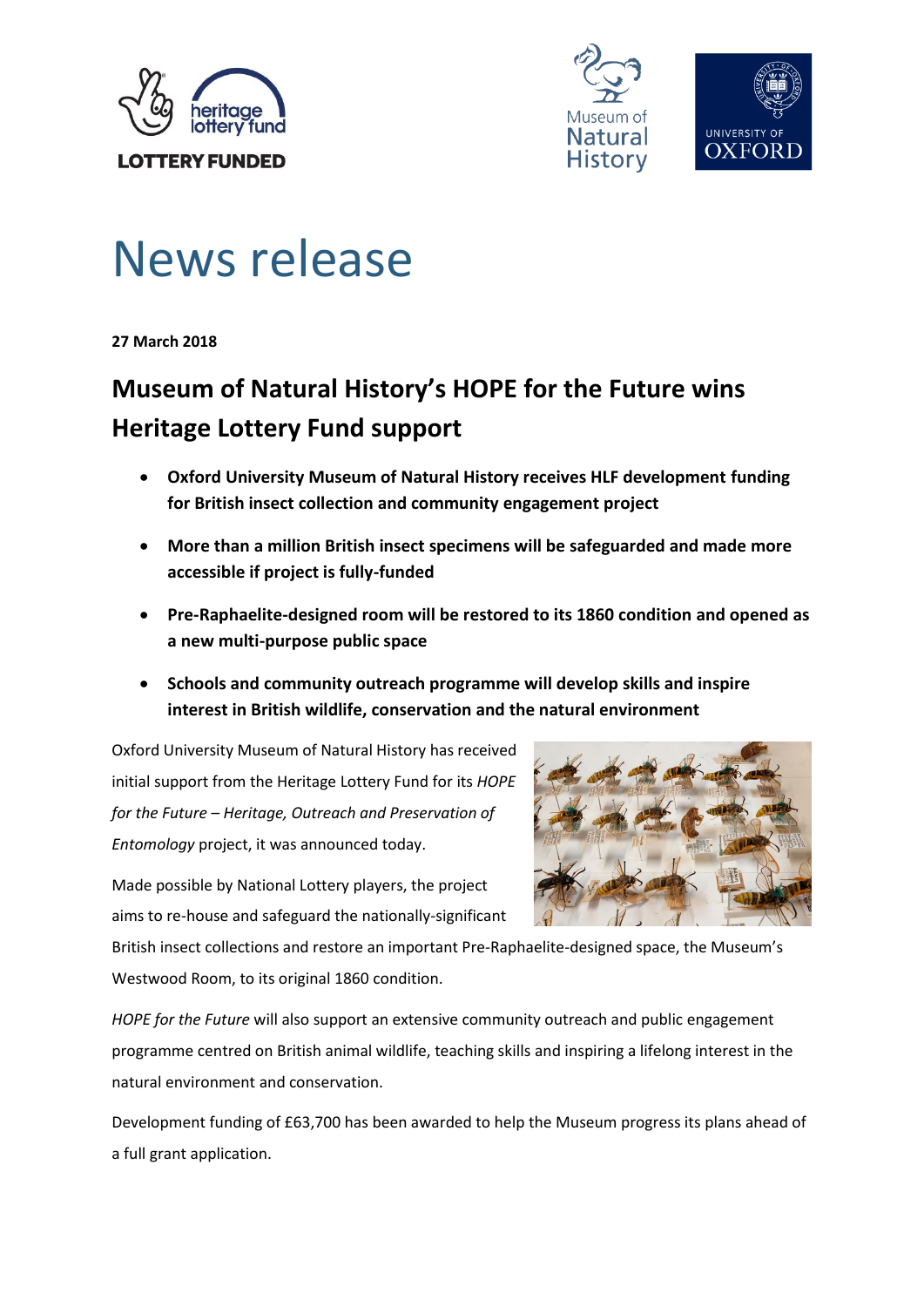# News release

**27 March 2018**

## Museum of Natural History's HOPE for the Future wins Heritage Lottery Fund support

- **Oxford University Museum of Natural History receives HLF development funding for British insect collection and community engagement project**
- **More than a million British insect specimens will be safeguarded and made more accessible if project is fully-funded**
- **Pre-Raphaelite-designed room will be restored to its 1860 condition and opened as a new multi-purpose public space**
- **Schools and community outreach programme will develop skills and inspire interest in British wildlife, conservation and the natural environment**

Oxford University Museum of Natural History has received initial support from the Heritage Lottery Fund for its *HOPE for the Future – Heritage, Outreach and Preservation of Entomology* project, it was announced today.

Made possible by National Lottery players, the project aims to re-house and safeguard the nationally-significant British insect collections and restore an important Pre-Raphaelite-designed space, the Museum's Westwood Room, to its original 1860 condition.

*HOPE for the Future* will also support an extensive community outreach and public engagement programme centred on British animal wildlife, teaching skills and inspiring a lifelong interest in the natural environment and conservation.

Development funding of £63,700 has been awarded to help the Museum progress its plans ahead of a full grant application.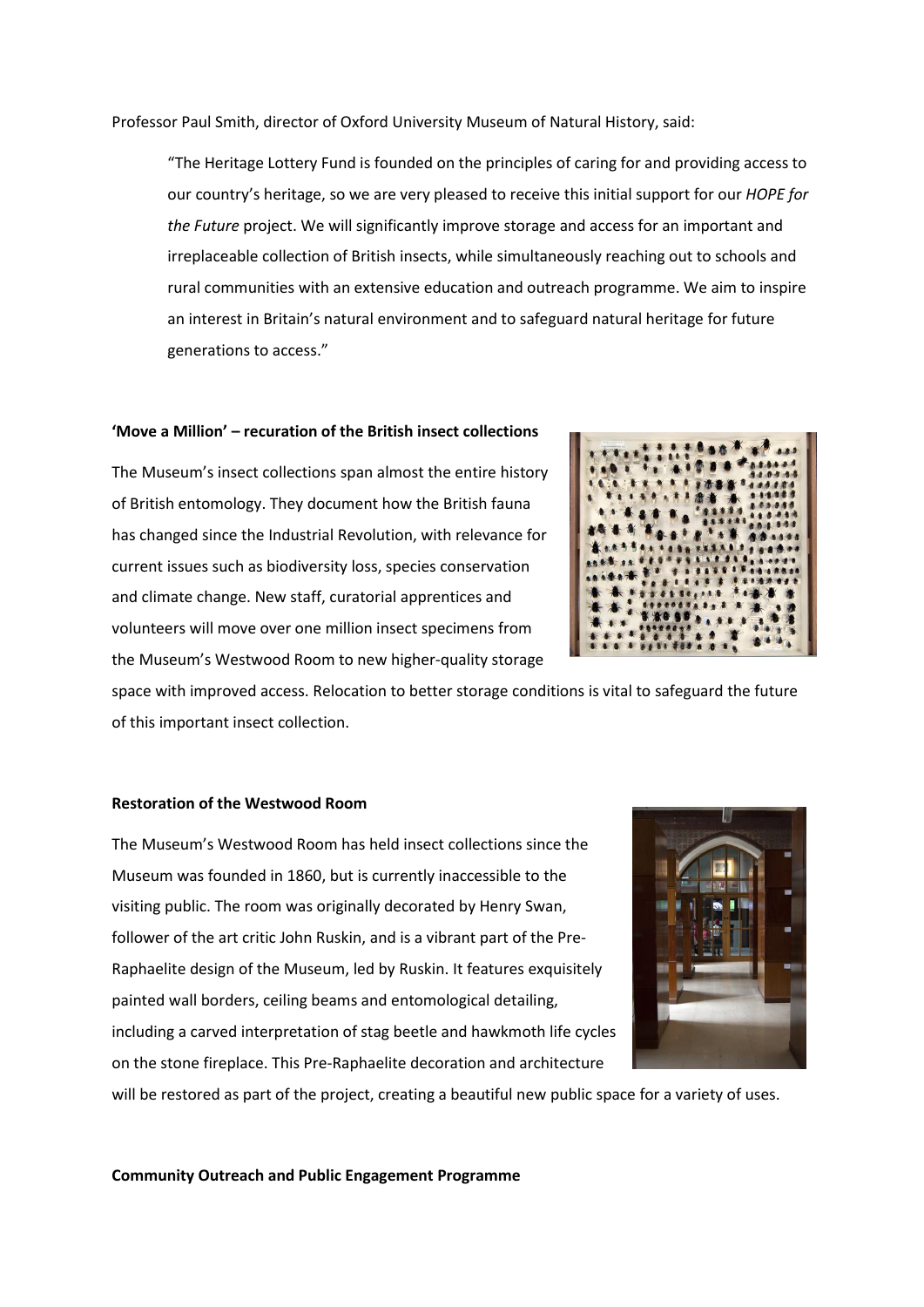Professor Paul Smith, director of Oxford University Museum of Natural History, said:

> "The Heritage Lottery Fund is founded on the principles of caring for and providing access to our country's heritage, so we are very pleased to receive this initial support for our *HOPE for the Future* project. We will significantly improve storage and access for an important and irreplaceable collection of British insects, while simultaneously reaching out to schools and rural communities with an extensive education and outreach programme. We aim to inspire an interest in Britain's natural environment and to safeguard natural heritage for future generations to access."

**'Move a Million' – recuration of the British insect collections**

The Museum's insect collections span almost the entire history of British entomology. They document how the British fauna has changed since the Industrial Revolution, with relevance for current issues such as biodiversity loss, species conservation and climate change. New staff, curatorial apprentices and volunteers will move over one million insect specimens from the Museum's Westwood Room to new higher-quality storage space with improved access. Relocation to better storage conditions is vital to safeguard the future of this important insect collection.

**Restoration of the Westwood Room**

The Museum's Westwood Room has held insect collections since the Museum was founded in 1860, but is currently inaccessible to the visiting public. The room was originally decorated by Henry Swan, follower of the art critic John Ruskin, and is a vibrant part of the Pre-Raphaelite design of the Museum, led by Ruskin. It features exquisitely painted wall borders, ceiling beams and entomological detailing, including a carved interpretation of stag beetle and hawkmoth life cycles on the stone fireplace. This Pre-Raphaelite decoration and architecture will be restored as part of the project, creating a beautiful new public space for a variety of uses.

**Community Outreach and Public Engagement Programme**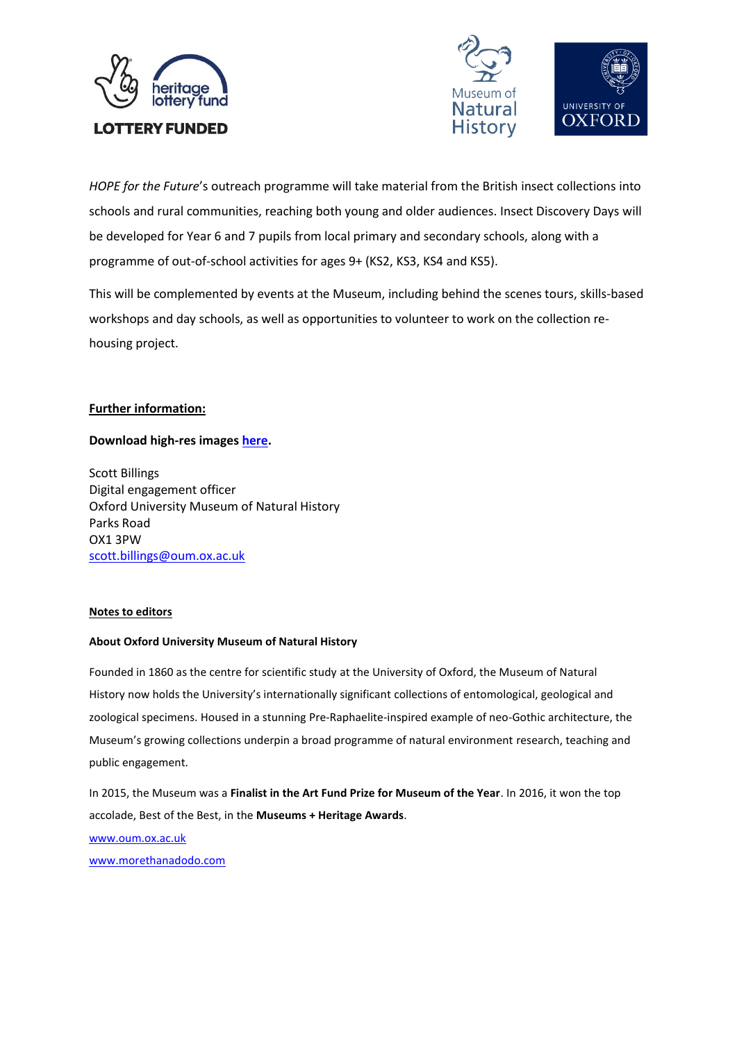*HOPE for the Future*'s outreach programme will take material from the British insect collections into schools and rural communities, reaching both young and older audiences. Insect Discovery Days will be developed for Year 6 and 7 pupils from local primary and secondary schools, along with a programme of out-of-school activities for ages 9+ (KS2, KS3, KS4 and KS5).

This will be complemented by events at the Museum, including behind the scenes tours, skills-based workshops and day schools, as well as opportunities to volunteer to work on the collection re-housing project.

**Further information:**

**Download high-res images here.**

Scott Billings
Digital engagement officer
Oxford University Museum of Natural History
Parks Road
OX1 3PW
scott.billings@oum.ox.ac.uk

**Notes to editors**

**About Oxford University Museum of Natural History**

Founded in 1860 as the centre for scientific study at the University of Oxford, the Museum of Natural History now holds the University's internationally significant collections of entomological, geological and zoological specimens. Housed in a stunning Pre-Raphaelite-inspired example of neo-Gothic architecture, the Museum's growing collections underpin a broad programme of natural environment research, teaching and public engagement.

In 2015, the Museum was a **Finalist in the Art Fund Prize for Museum of the Year**. In 2016, it won the top accolade, Best of the Best, in the **Museums + Heritage Awards**.

www.oum.ox.ac.uk

www.morethanadodo.com